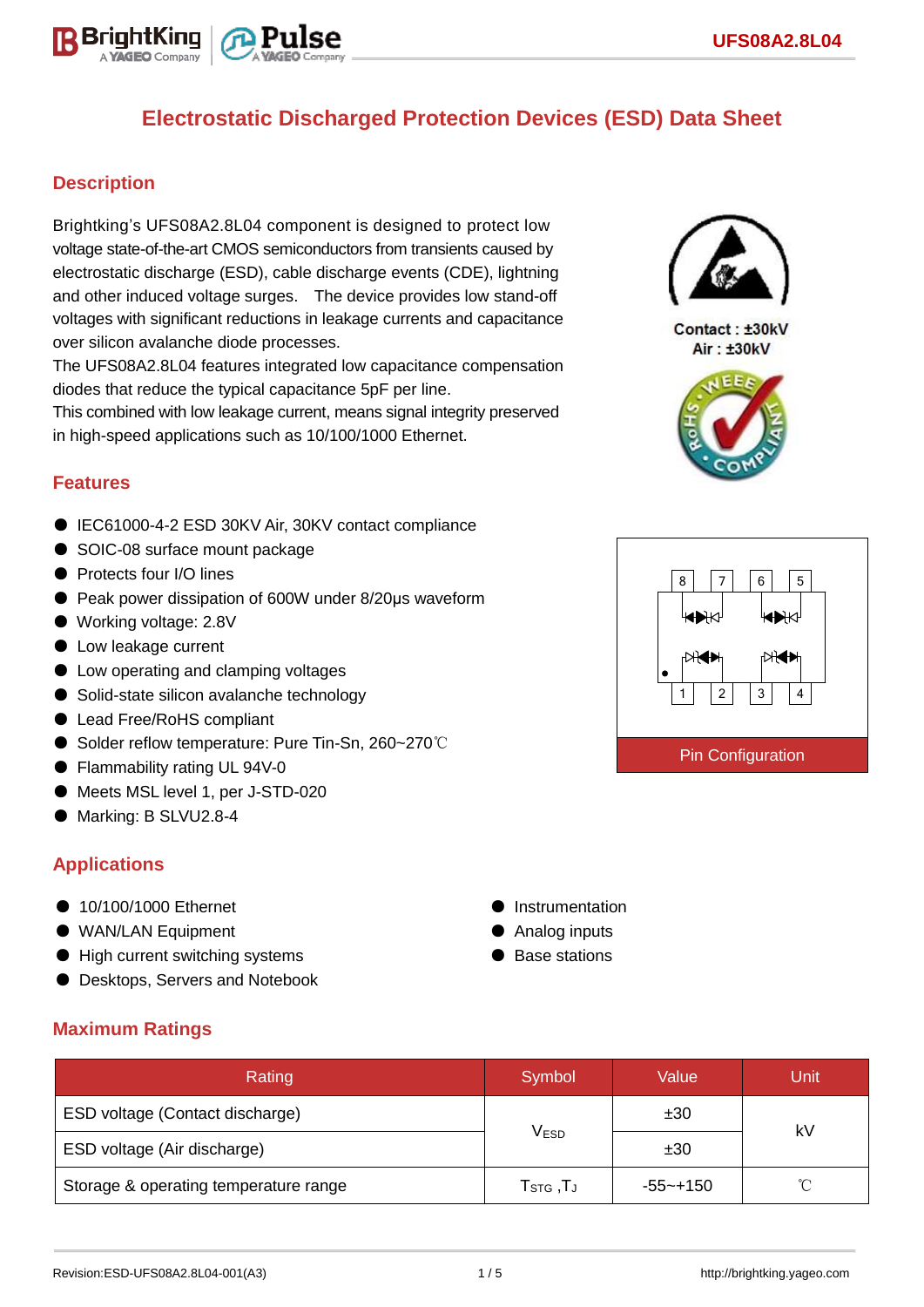# Electrostatic Discharged Protection Devices (ESD) Data Sheet

## Description

Brightking's UFS08A2.8L04 component is designed to protect low voltage state-of-the-art CMOS semiconductors from transients caused by electrostatic discharge (ESD), cable discharge events (CDE), lightning and other induced voltage surges. The device provides low stand-off voltages with significant reductions in leakage currents and capacitance over silicon avalanche diode processes.
The UFS08A2.8L04 features integrated low capacitance compensation diodes that reduce the typical capacitance 5pF per line.
This combined with low leakage current, means signal integrity preserved in high-speed applications such as 10/100/1000 Ethernet.

Contact : ±30kV
Air : ±30kV

## Features

- IEC61000-4-2 ESD 30KV Air, 30KV contact compliance
- SOIC-08 surface mount package
- Protects four I/O lines
- Peak power dissipation of 600W under 8/20μs waveform
- Working voltage: 2.8V
- Low leakage current
- Low operating and clamping voltages
- Solid-state silicon avalanche technology
- Lead Free/RoHS compliant
- Solder reflow temperature: Pure Tin-Sn, 260~270℃
- Flammability rating UL 94V-0
- Meets MSL level 1, per J-STD-020
- Marking: B SLVU2.8-4

Pin Configuration

## Applications

- 10/100/1000 Ethernet
- WAN/LAN Equipment
- High current switching systems
- Desktops, Servers and Notebook
- Instrumentation
- Analog inputs
- Base stations

## Maximum Ratings

| Rating | Symbol | Value | Unit |
|---|---|---|---|
| ESD voltage (Contact discharge) | $V_{ESD}$ | ±30 | kV |
| ESD voltage (Air discharge) | | ±30 | |
| Storage & operating temperature range | $T_{STG}$ ,$T_J$ | -55~+150 | ℃ |

Revision:ESD-UFS08A2.8L04-001(A3)

http://brightking.yageo.com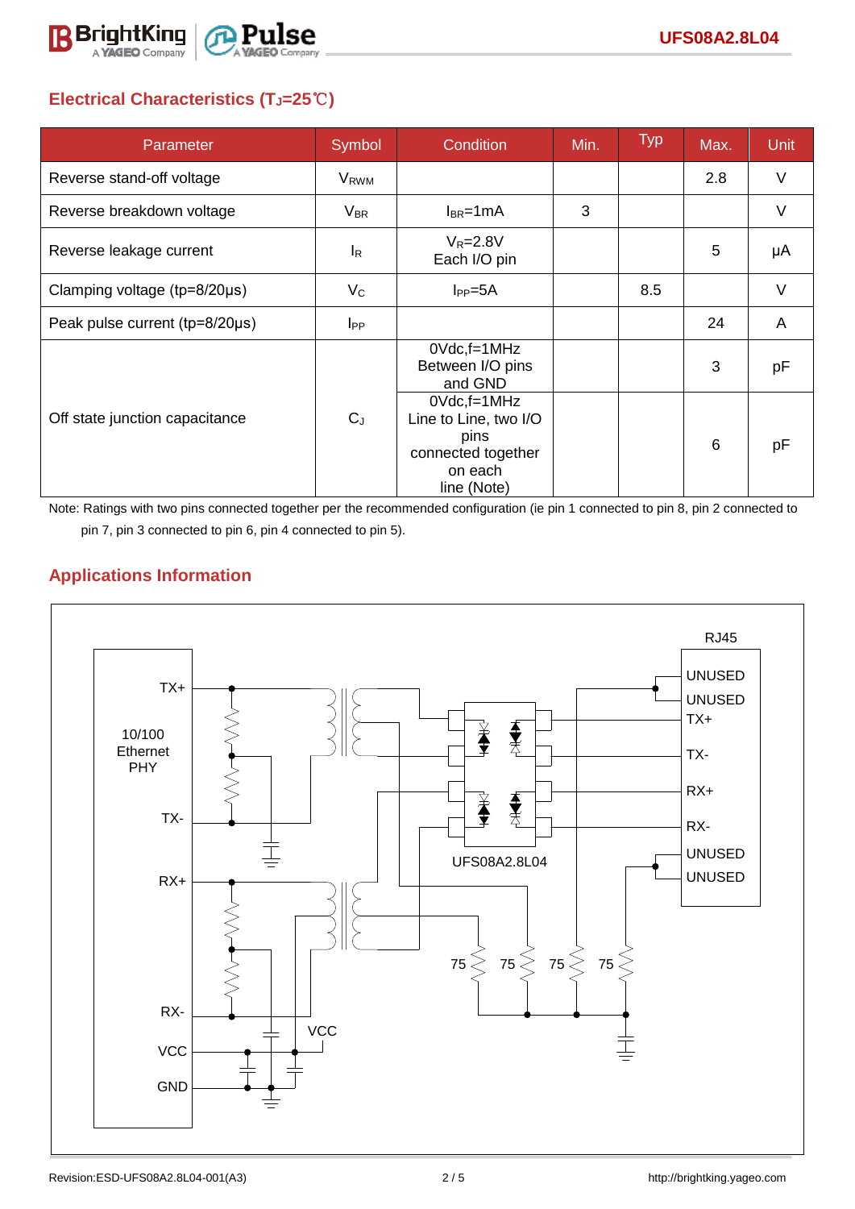## Electrical Characteristics ($T_J$=25℃)

| Parameter | Symbol | Condition | Min. | Typ | Max. | Unit |
|---|---|---|---|---|---|---|
| Reverse stand-off voltage | $V_{RWM}$ | | | | 2.8 | V |
| Reverse breakdown voltage | $V_{BR}$ | $I_{BR}$=1mA | 3 | | | V |
| Reverse leakage current | $I_R$ | $V_R$=2.8V Each I/O pin | | | 5 | μA |
| Clamping voltage (tp=8/20μs) | $V_C$ | $I_{PP}$=5A | | 8.5 | | V |
| Peak pulse current (tp=8/20μs) | $I_{PP}$ | | | | 24 | A |
| Off state junction capacitance | $C_J$ | 0Vdc,f=1MHz Between I/O pins and GND | | | 3 | pF |
| | | 0Vdc,f=1MHz Line to Line, two I/O pins connected together on each line (Note) | | | 6 | pF |

Note: Ratings with two pins connected together per the recommended configuration (ie pin 1 connected to pin 8, pin 2 connected to pin 7, pin 3 connected to pin 6, pin 4 connected to pin 5).

## Applications Information

10/100 Ethernet PHY: TX+, TX-, RX+, RX-, VCC, GND

RJ45: UNUSED, UNUSED, TX+, TX-, RX+, RX-, UNUSED, UNUSED

UFS08A2.8L04

VCC

75 75 75 75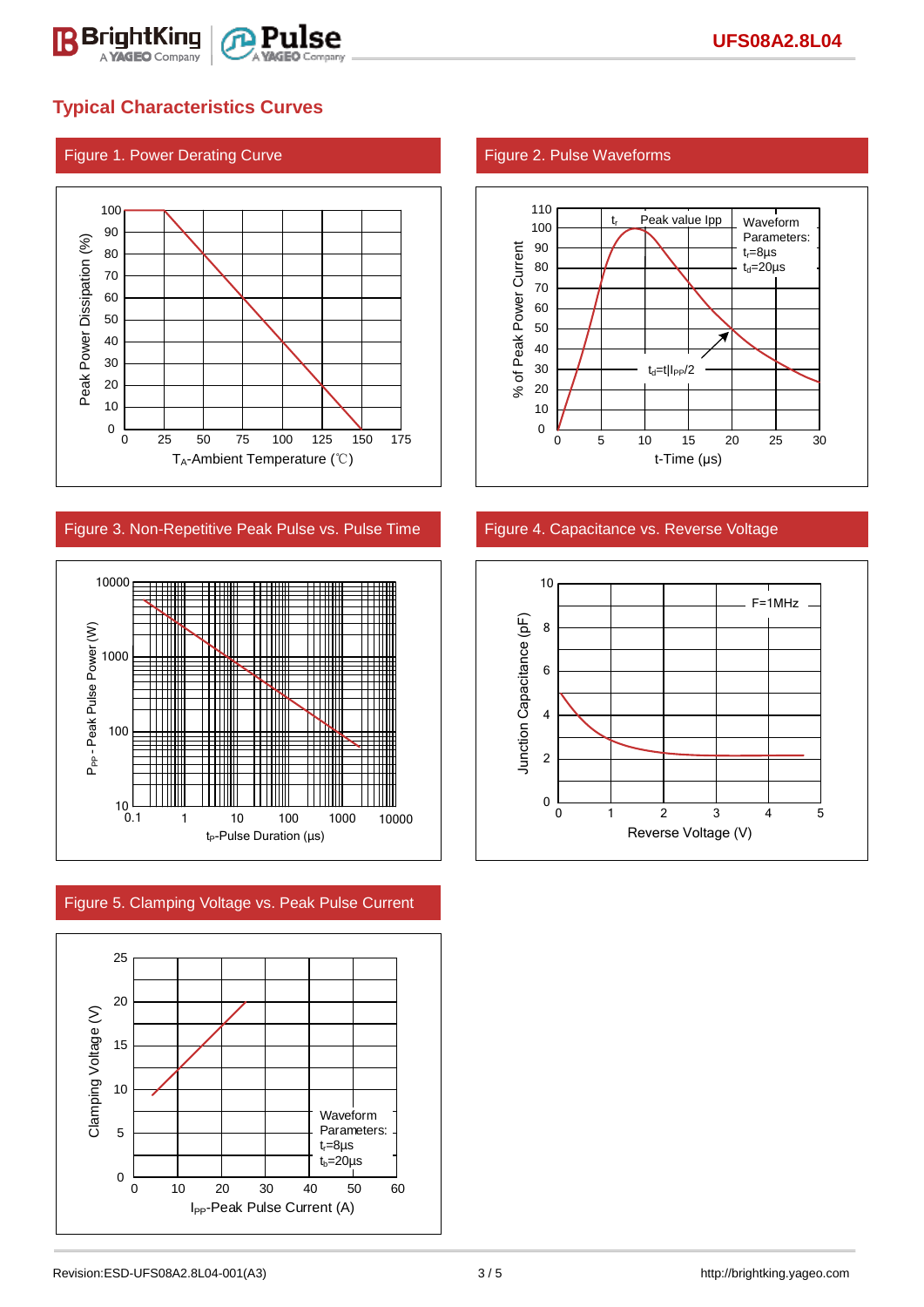## Typical Characteristics Curves

Figure 1. Power Derating Curve

Figure 2. Pulse Waveforms

Figure 3. Non-Repetitive Peak Pulse vs. Pulse Time

Figure 4. Capacitance vs. Reverse Voltage

Figure 5. Clamping Voltage vs. Peak Pulse Current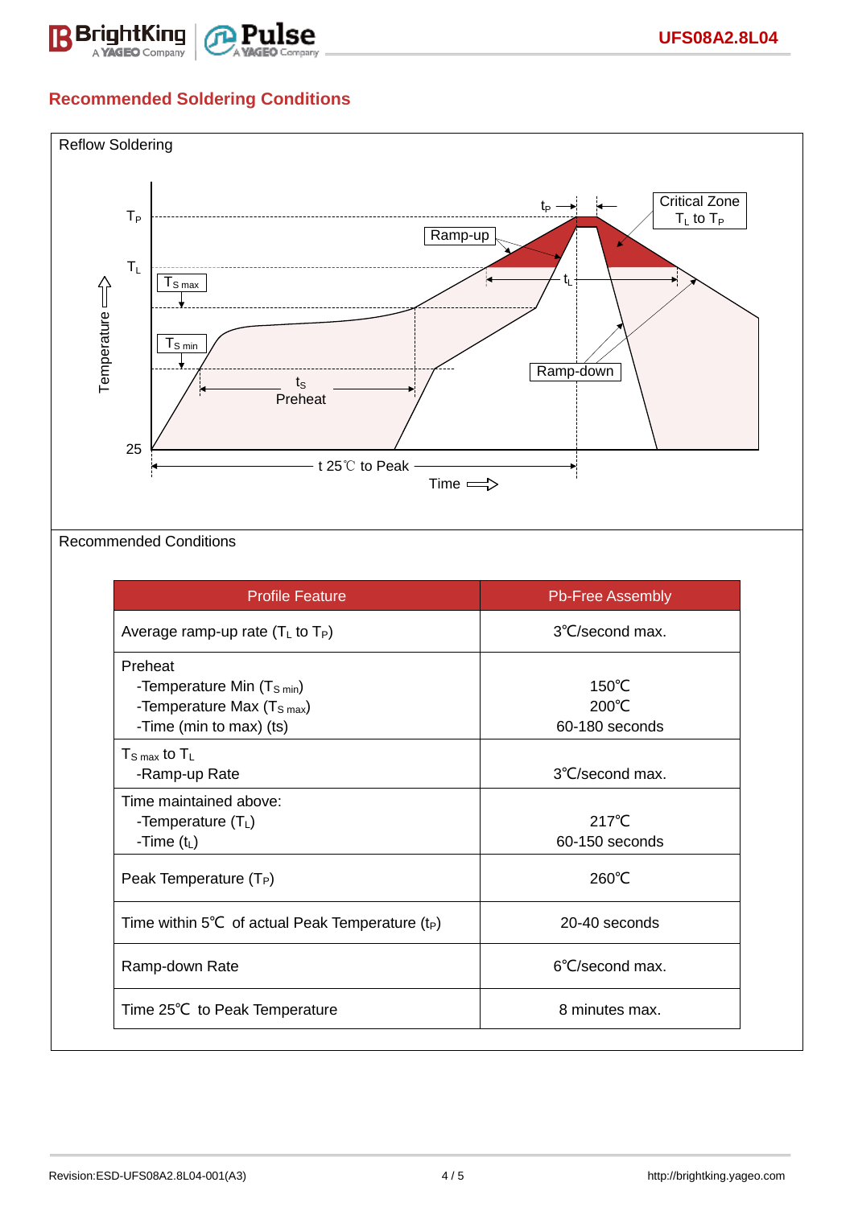## Recommended Soldering Conditions

Reflow Soldering

Recommended Conditions

| Profile Feature | Pb-Free Assembly |
|---|---|
| Average ramp-up rate ($T_L$ to $T_P$) | 3℃/second max. |
| Preheat<br>-Temperature Min ($T_{S\ min}$)<br>-Temperature Max ($T_{S\ max}$)<br>-Time (min to max) (ts) | <br>150℃<br>200℃<br>60-180 seconds |
| $T_{S\ max}$ to $T_L$<br>-Ramp-up Rate | <br>3℃/second max. |
| Time maintained above:<br>-Temperature ($T_L$)<br>-Time ($t_L$) | <br>217℃<br>60-150 seconds |
| Peak Temperature ($T_P$) | 260℃ |
| Time within 5℃ of actual Peak Temperature ($t_P$) | 20-40 seconds |
| Ramp-down Rate | 6℃/second max. |
| Time 25℃ to Peak Temperature | 8 minutes max. |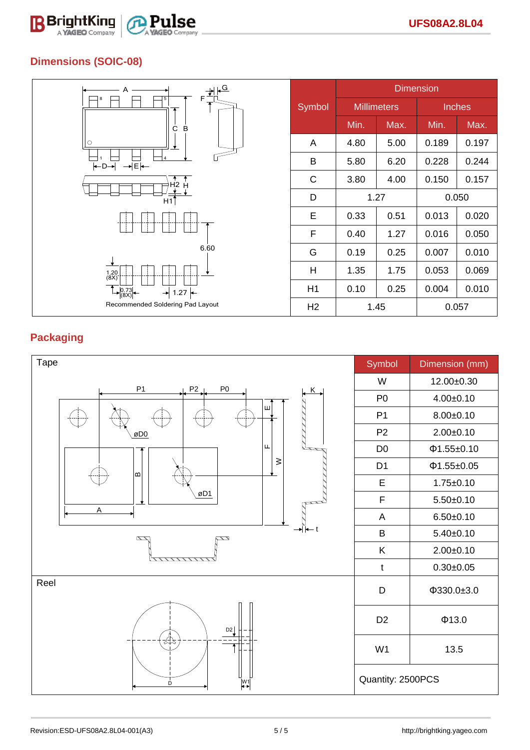## Dimensions (SOIC-08)

A
G
F
C B
H2 H
H1
D
E
6.60
1.20 (8X)
0.73 (8X)
1.27

Recommended Soldering Pad Layout

| Symbol | Dimension | | | |
|---|---|---|---|---|
| | Millimeters | | Inches | |
| | Min. | Max. | Min. | Max. |
| A | 4.80 | 5.00 | 0.189 | 0.197 |
| B | 5.80 | 6.20 | 0.228 | 0.244 |
| C | 3.80 | 4.00 | 0.150 | 0.157 |
| D | 1.27 | | 0.050 | |
| E | 0.33 | 0.51 | 0.013 | 0.020 |
| F | 0.40 | 1.27 | 0.016 | 0.050 |
| G | 0.19 | 0.25 | 0.007 | 0.010 |
| H | 1.35 | 1.75 | 0.053 | 0.069 |
| H1 | 0.10 | 0.25 | 0.004 | 0.010 |
| H2 | 1.45 | | 0.057 | |

## Packaging

Tape

P1
P2
P0
K
E
F
W
øD0
øD1
B
A
t

| Symbol | Dimension (mm) |
|---|---|
| W | 12.00±0.30 |
| P0 | 4.00±0.10 |
| P1 | 8.00±0.10 |
| P2 | 2.00±0.10 |
| D0 | Φ1.55±0.10 |
| D1 | Φ1.55±0.05 |
| E | 1.75±0.10 |
| F | 5.50±0.10 |
| A | 6.50±0.10 |
| B | 5.40±0.10 |
| K | 2.00±0.10 |
| t | 0.30±0.05 |

Reel

D2
D
W1

| Symbol | Dimension (mm) |
|---|---|
| D | Φ330.0±3.0 |
| D2 | Φ13.0 |
| W1 | 13.5 |

Quantity: 2500PCS

Revision:ESD-UFS08A2.8L04-001(A3)

http://brightking.yageo.com